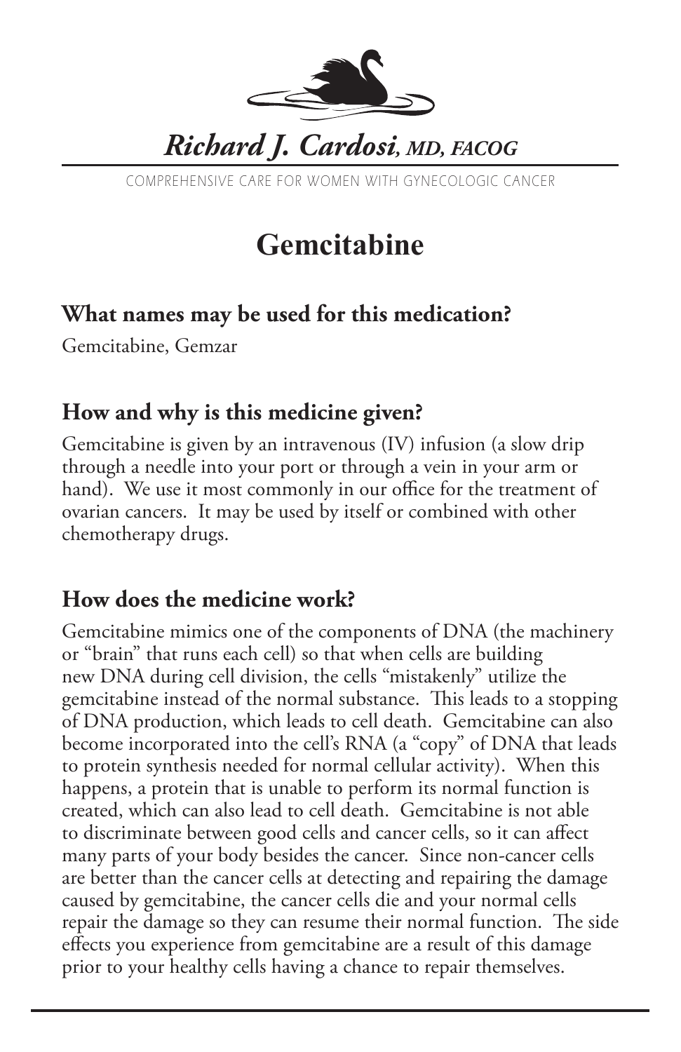*Richard J. Cardosi, MD, FACOG*

COMPREHENSIVE CARE FOR WOMEN WITH GYNECOLOGIC CANCER

# Gemcitabine

## What names may be used for this medication?

Gemcitabine, Gemzar

## How and why is this medicine given?

Gemcitabine is given by an intravenous (IV) infusion (a slow drip through a needle into your port or through a vein in your arm or hand). We use it most commonly in our office for the treatment of ovarian cancers. It may be used by itself or combined with other chemotherapy drugs.

## How does the medicine work?

Gemcitabine mimics one of the components of DNA (the machinery or "brain" that runs each cell) so that when cells are building new DNA during cell division, the cells "mistakenly" utilize the gemcitabine instead of the normal substance. This leads to a stopping of DNA production, which leads to cell death. Gemcitabine can also become incorporated into the cell's RNA (a "copy" of DNA that leads to protein synthesis needed for normal cellular activity). When this happens, a protein that is unable to perform its normal function is created, which can also lead to cell death. Gemcitabine is not able to discriminate between good cells and cancer cells, so it can affect many parts of your body besides the cancer. Since non-cancer cells are better than the cancer cells at detecting and repairing the damage caused by gemcitabine, the cancer cells die and your normal cells repair the damage so they can resume their normal function. The side effects you experience from gemcitabine are a result of this damage prior to your healthy cells having a chance to repair themselves.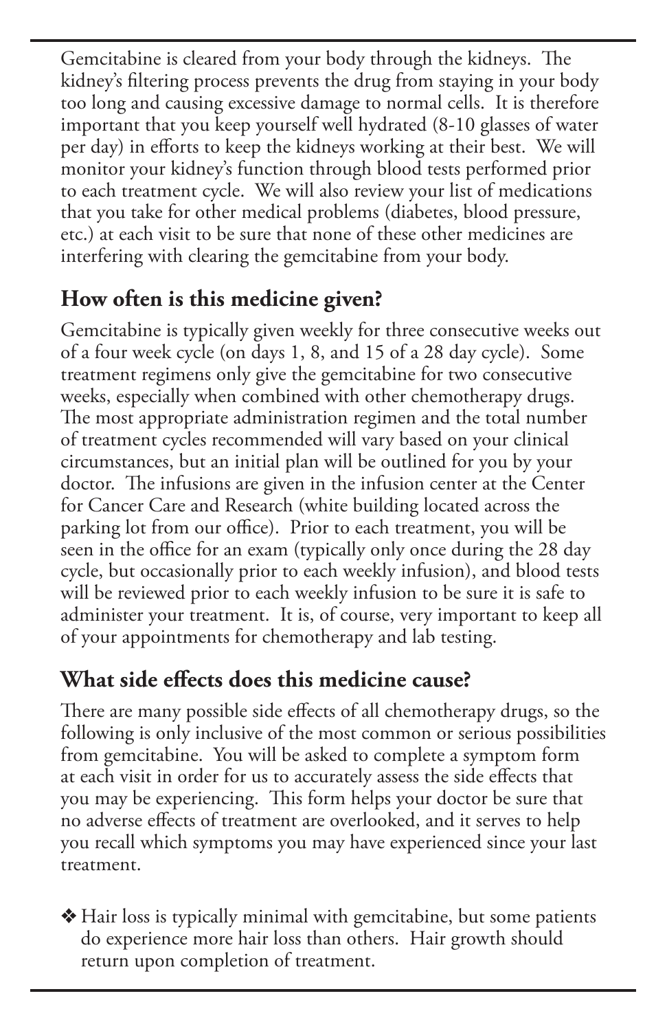Gemcitabine is cleared from your body through the kidneys. The kidney's filtering process prevents the drug from staying in your body too long and causing excessive damage to normal cells. It is therefore important that you keep yourself well hydrated (8-10 glasses of water per day) in efforts to keep the kidneys working at their best. We will monitor your kidney's function through blood tests performed prior to each treatment cycle. We will also review your list of medications that you take for other medical problems (diabetes, blood pressure, etc.) at each visit to be sure that none of these other medicines are interfering with clearing the gemcitabine from your body.

## How often is this medicine given?

Gemcitabine is typically given weekly for three consecutive weeks out of a four week cycle (on days 1, 8, and 15 of a 28 day cycle). Some treatment regimens only give the gemcitabine for two consecutive weeks, especially when combined with other chemotherapy drugs. The most appropriate administration regimen and the total number of treatment cycles recommended will vary based on your clinical circumstances, but an initial plan will be outlined for you by your doctor. The infusions are given in the infusion center at the Center for Cancer Care and Research (white building located across the parking lot from our office). Prior to each treatment, you will be seen in the office for an exam (typically only once during the 28 day cycle, but occasionally prior to each weekly infusion), and blood tests will be reviewed prior to each weekly infusion to be sure it is safe to administer your treatment. It is, of course, very important to keep all of your appointments for chemotherapy and lab testing.

## What side effects does this medicine cause?

There are many possible side effects of all chemotherapy drugs, so the following is only inclusive of the most common or serious possibilities from gemcitabine. You will be asked to complete a symptom form at each visit in order for us to accurately assess the side effects that you may be experiencing. This form helps your doctor be sure that no adverse effects of treatment are overlooked, and it serves to help you recall which symptoms you may have experienced since your last treatment.

- ❖ Hair loss is typically minimal with gemcitabine, but some patients do experience more hair loss than others. Hair growth should return upon completion of treatment.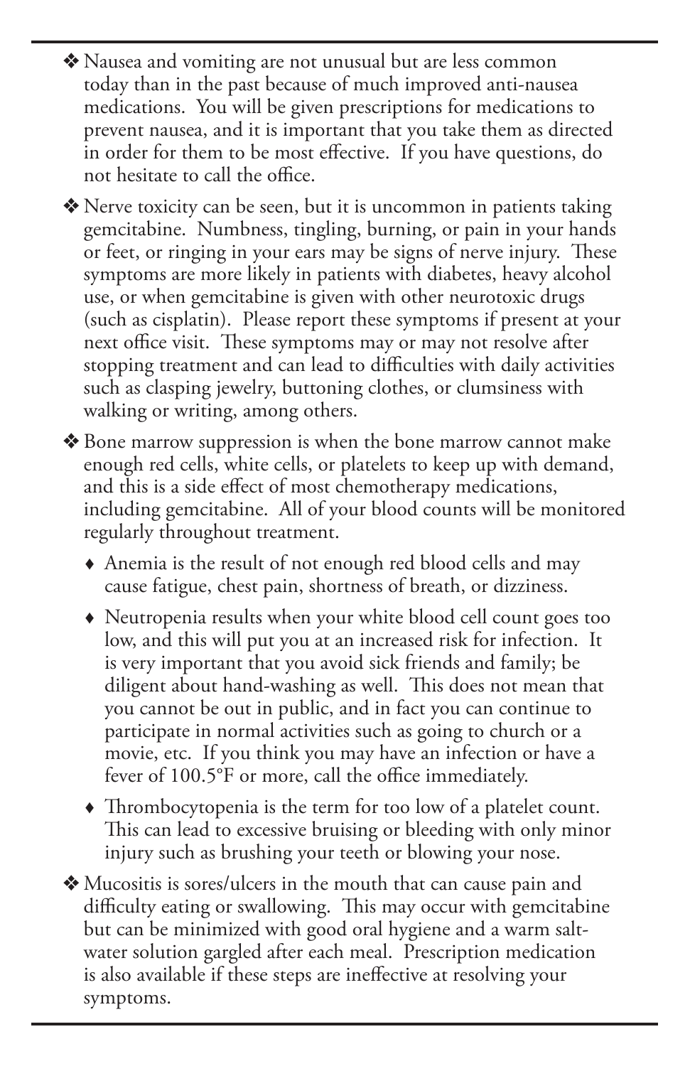- ❖ Nausea and vomiting are not unusual but are less common today than in the past because of much improved anti-nausea medications. You will be given prescriptions for medications to prevent nausea, and it is important that you take them as directed in order for them to be most effective. If you have questions, do not hesitate to call the office.
- ❖ Nerve toxicity can be seen, but it is uncommon in patients taking gemcitabine. Numbness, tingling, burning, or pain in your hands or feet, or ringing in your ears may be signs of nerve injury. These symptoms are more likely in patients with diabetes, heavy alcohol use, or when gemcitabine is given with other neurotoxic drugs (such as cisplatin). Please report these symptoms if present at your next office visit. These symptoms may or may not resolve after stopping treatment and can lead to difficulties with daily activities such as clasping jewelry, buttoning clothes, or clumsiness with walking or writing, among others.
- ❖ Bone marrow suppression is when the bone marrow cannot make enough red cells, white cells, or platelets to keep up with demand, and this is a side effect of most chemotherapy medications, including gemcitabine. All of your blood counts will be monitored regularly throughout treatment.
  - ♦ Anemia is the result of not enough red blood cells and may cause fatigue, chest pain, shortness of breath, or dizziness.
  - ♦ Neutropenia results when your white blood cell count goes too low, and this will put you at an increased risk for infection. It is very important that you avoid sick friends and family; be diligent about hand-washing as well. This does not mean that you cannot be out in public, and in fact you can continue to participate in normal activities such as going to church or a movie, etc. If you think you may have an infection or have a fever of 100.5°F or more, call the office immediately.
  - ♦ Thrombocytopenia is the term for too low of a platelet count. This can lead to excessive bruising or bleeding with only minor injury such as brushing your teeth or blowing your nose.
- ❖ Mucositis is sores/ulcers in the mouth that can cause pain and difficulty eating or swallowing. This may occur with gemcitabine but can be minimized with good oral hygiene and a warm salt-water solution gargled after each meal. Prescription medication is also available if these steps are ineffective at resolving your symptoms.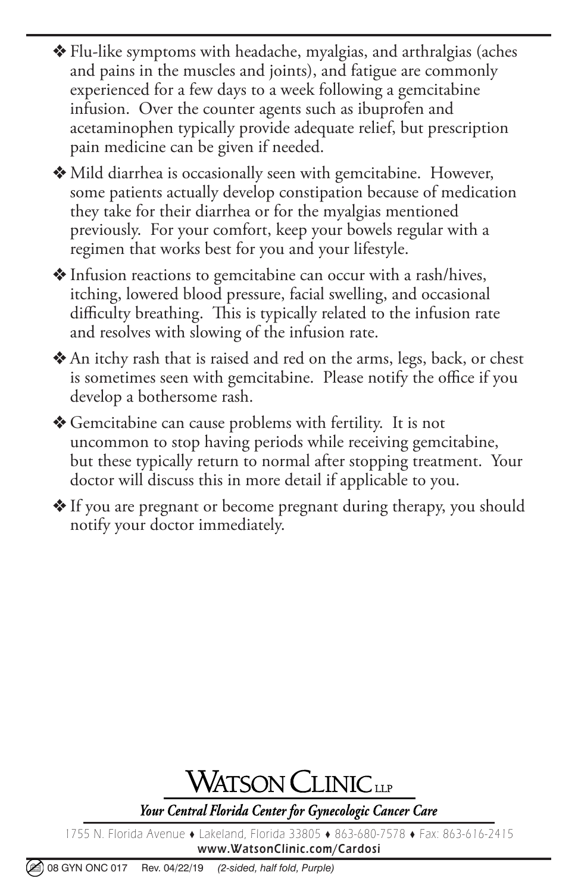- ❖ Flu-like symptoms with headache, myalgias, and arthralgias (aches and pains in the muscles and joints), and fatigue are commonly experienced for a few days to a week following a gemcitabine infusion. Over the counter agents such as ibuprofen and acetaminophen typically provide adequate relief, but prescription pain medicine can be given if needed.
- ❖ Mild diarrhea is occasionally seen with gemcitabine. However, some patients actually develop constipation because of medication they take for their diarrhea or for the myalgias mentioned previously. For your comfort, keep your bowels regular with a regimen that works best for you and your lifestyle.
- ❖ Infusion reactions to gemcitabine can occur with a rash/hives, itching, lowered blood pressure, facial swelling, and occasional difficulty breathing. This is typically related to the infusion rate and resolves with slowing of the infusion rate.
- ❖ An itchy rash that is raised and red on the arms, legs, back, or chest is sometimes seen with gemcitabine. Please notify the office if you develop a bothersome rash.
- ❖ Gemcitabine can cause problems with fertility. It is not uncommon to stop having periods while receiving gemcitabine, but these typically return to normal after stopping treatment. Your doctor will discuss this in more detail if applicable to you.
- ❖ If you are pregnant or become pregnant during therapy, you should notify your doctor immediately.

**WATSON CLINIC LLP**

***Your Central Florida Center for Gynecologic Cancer Care***

1755 N. Florida Avenue ♦ Lakeland, Florida 33805 ♦ 863-680-7578 ♦ Fax: 863-616-2415

**www.WatsonClinic.com/Cardosi**

08 GYN ONC 017 Rev. 04/22/19 *(2-sided, half fold, Purple)*